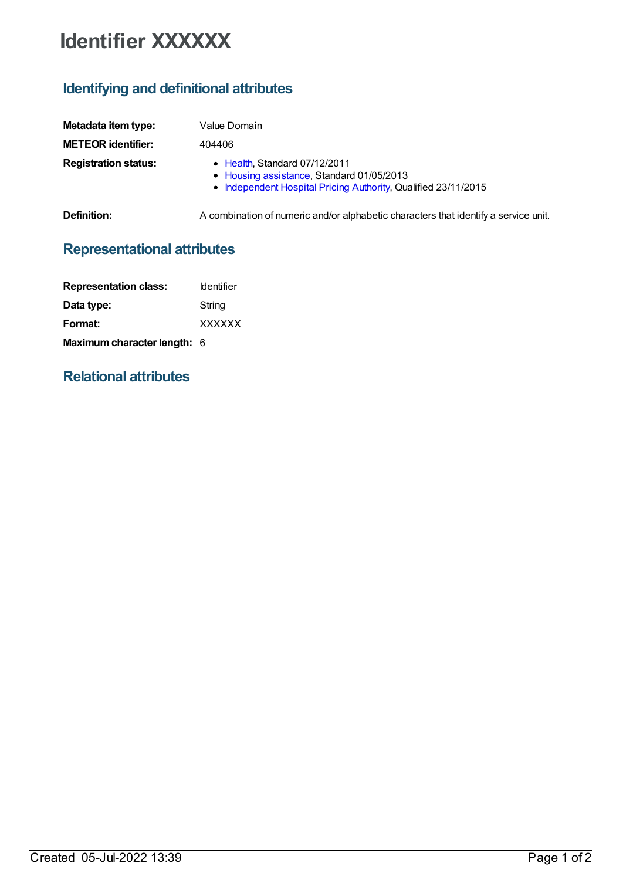# Identifier XXXXXX

## Identifying and definitional attributes

**Metadata item type:** Value Domain

**METEOR identifier:** 404406

**Registration status:**

- Health, Standard 07/12/2011
- Housing assistance, Standard 01/05/2013
- Independent Hospital Pricing Authority, Qualified 23/11/2015

**Definition:** A combination of numeric and/or alphabetic characters that identify a service unit.

## Representational attributes

**Representation class:** Identifier

**Data type:** String

**Format:** XXXXXX

**Maximum character length:** 6

## Relational attributes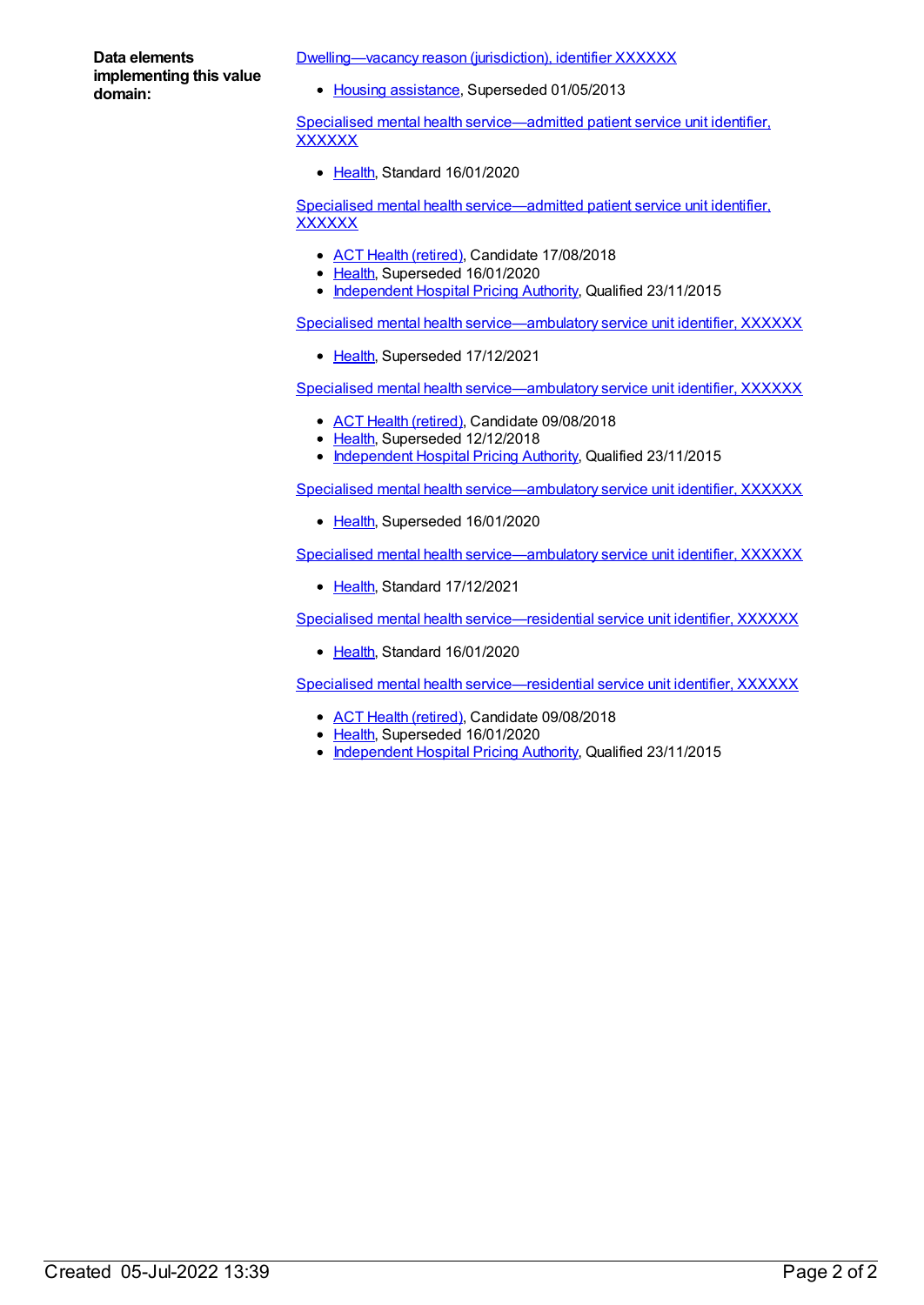**Data elements implementing this value domain:**

Dwelling—vacancy reason (jurisdiction), identifier XXXXXX

- Housing assistance, Superseded 01/05/2013

Specialised mental health service—admitted patient service unit identifier, XXXXXX

- Health, Standard 16/01/2020

Specialised mental health service—admitted patient service unit identifier, XXXXXX

- ACT Health (retired), Candidate 17/08/2018
- Health, Superseded 16/01/2020
- Independent Hospital Pricing Authority, Qualified 23/11/2015

Specialised mental health service—ambulatory service unit identifier, XXXXXX

- Health, Superseded 17/12/2021

Specialised mental health service—ambulatory service unit identifier, XXXXXX

- ACT Health (retired), Candidate 09/08/2018
- Health, Superseded 12/12/2018
- Independent Hospital Pricing Authority, Qualified 23/11/2015

Specialised mental health service—ambulatory service unit identifier, XXXXXX

- Health, Superseded 16/01/2020

Specialised mental health service—ambulatory service unit identifier, XXXXXX

- Health, Standard 17/12/2021

Specialised mental health service—residential service unit identifier, XXXXXX

- Health, Standard 16/01/2020

Specialised mental health service—residential service unit identifier, XXXXXX

- ACT Health (retired), Candidate 09/08/2018
- Health, Superseded 16/01/2020
- Independent Hospital Pricing Authority, Qualified 23/11/2015